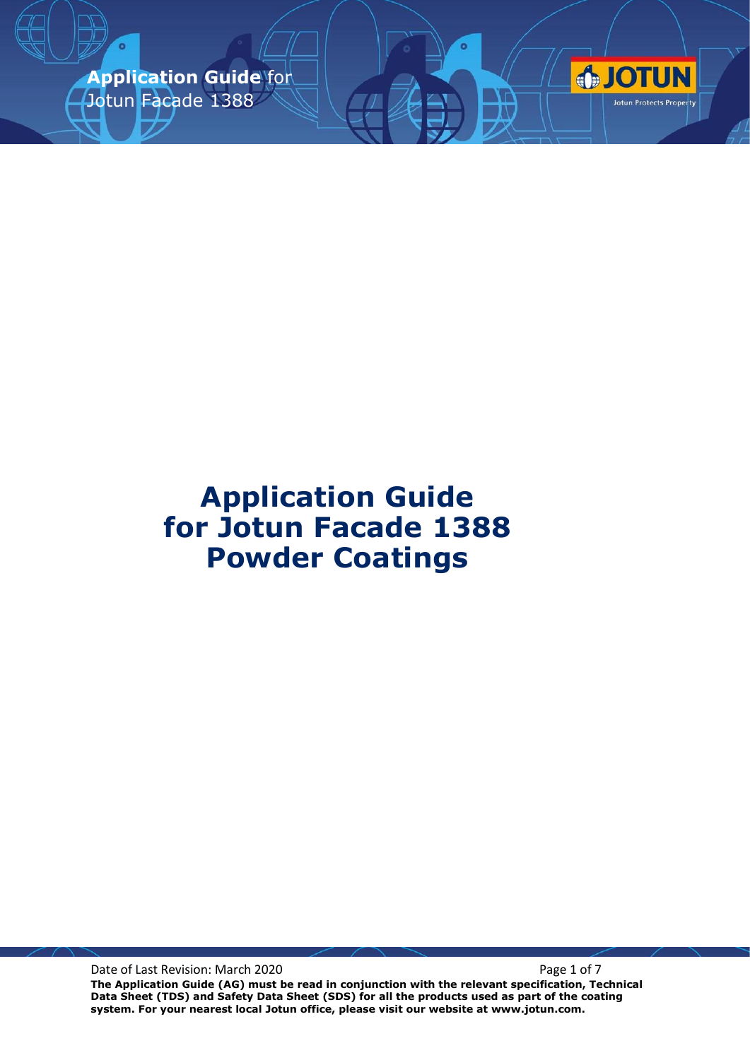# Application Guide for Jotun Facade 1388 Powder Coatings

Date of Last Revision: March 2020

**The Application Guide (AG) must be read in conjunction with the relevant specification, Technical Data Sheet (TDS) and Safety Data Sheet (SDS) for all the products used as part of the coating system. For your nearest local Jotun office, please visit our website at www.jotun.com.**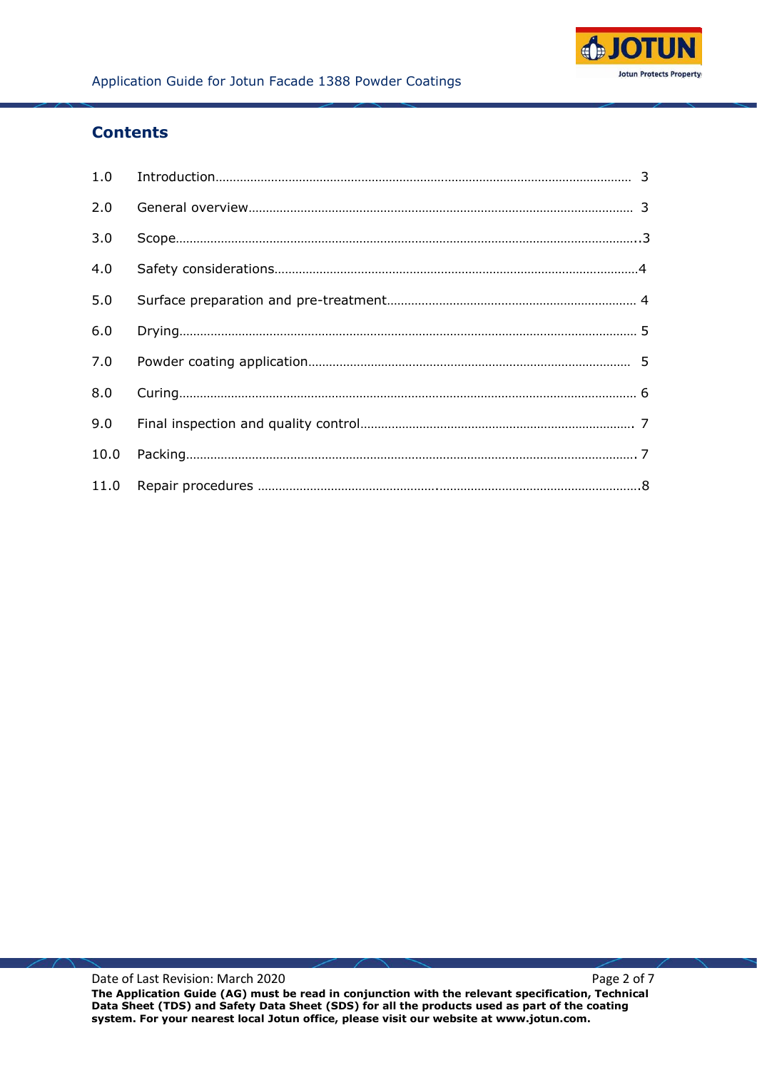## Contents

| | | |
|---|---|---|
| 1.0 | Introduction | 3 |
| 2.0 | General overview | 3 |
| 3.0 | Scope | 3 |
| 4.0 | Safety considerations | 4 |
| 5.0 | Surface preparation and pre-treatment | 4 |
| 6.0 | Drying | 5 |
| 7.0 | Powder coating application | 5 |
| 8.0 | Curing | 6 |
| 9.0 | Final inspection and quality control | 7 |
| 10.0 | Packing | 7 |
| 11.0 | Repair procedures | 8 |

Date of Last Revision: March 2020

**The Application Guide (AG) must be read in conjunction with the relevant specification, Technical Data Sheet (TDS) and Safety Data Sheet (SDS) for all the products used as part of the coating system. For your nearest local Jotun office, please visit our website at www.jotun.com.**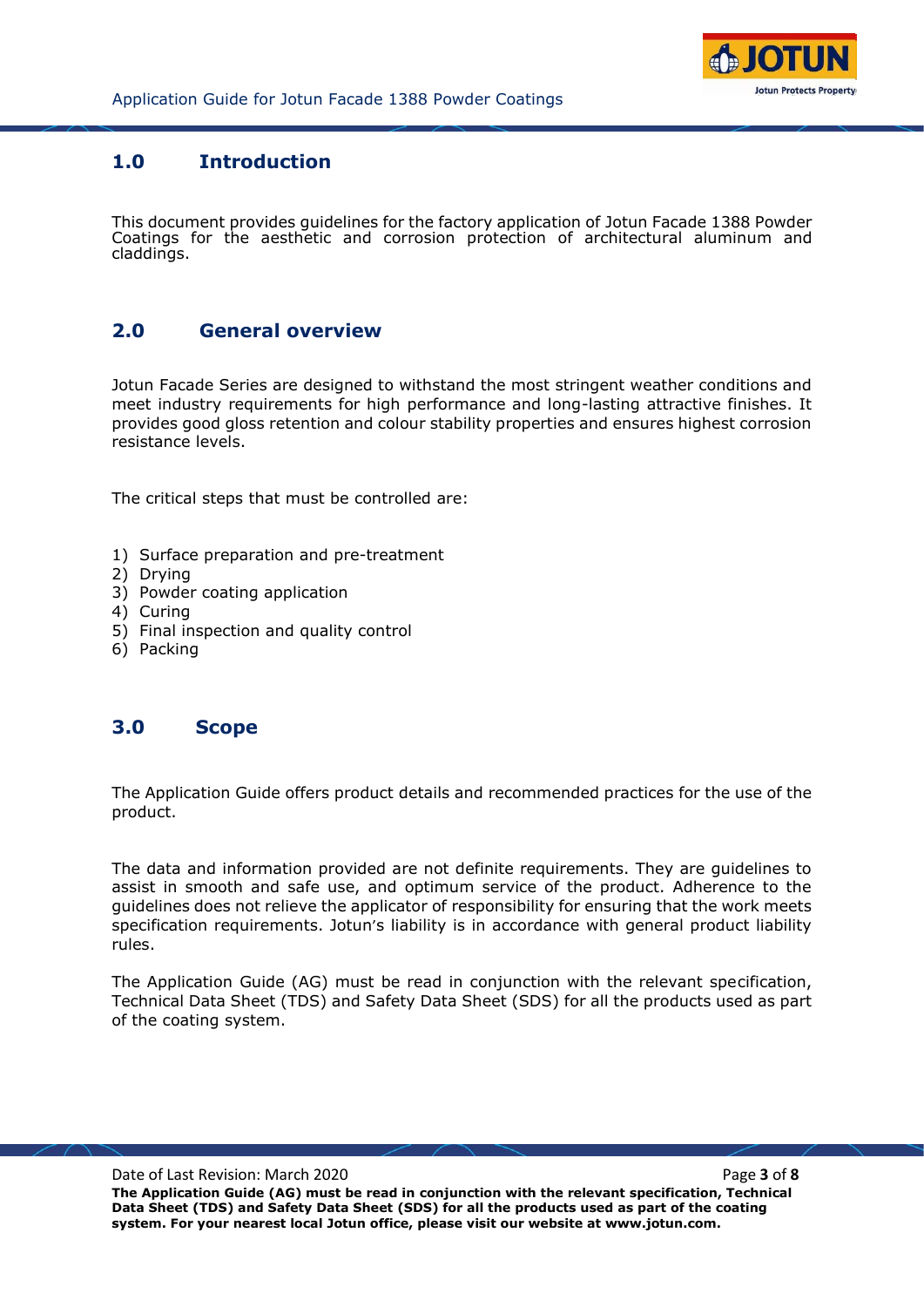## 1.0 Introduction

This document provides guidelines for the factory application of Jotun Facade 1388 Powder Coatings for the aesthetic and corrosion protection of architectural aluminum and claddings.

## 2.0 General overview

Jotun Facade Series are designed to withstand the most stringent weather conditions and meet industry requirements for high performance and long-lasting attractive finishes. It provides good gloss retention and colour stability properties and ensures highest corrosion resistance levels.

The critical steps that must be controlled are:

1) Surface preparation and pre-treatment
2) Drying
3) Powder coating application
4) Curing
5) Final inspection and quality control
6) Packing

## 3.0 Scope

The Application Guide offers product details and recommended practices for the use of the product.

The data and information provided are not definite requirements. They are guidelines to assist in smooth and safe use, and optimum service of the product. Adherence to the guidelines does not relieve the applicator of responsibility for ensuring that the work meets specification requirements. Jotun's liability is in accordance with general product liability rules.

The Application Guide (AG) must be read in conjunction with the relevant specification, Technical Data Sheet (TDS) and Safety Data Sheet (SDS) for all the products used as part of the coating system.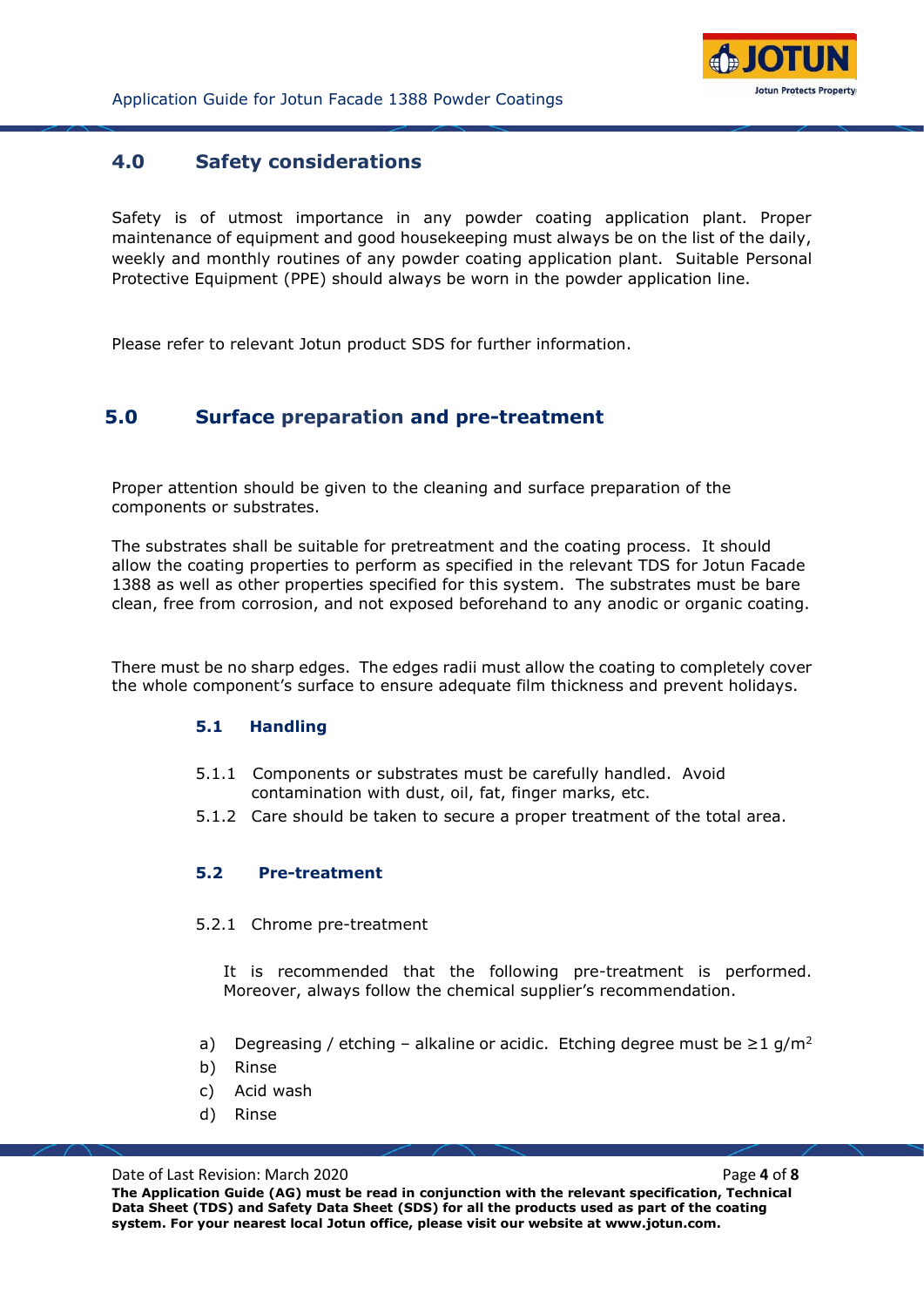## 4.0 Safety considerations

Safety is of utmost importance in any powder coating application plant. Proper maintenance of equipment and good housekeeping must always be on the list of the daily, weekly and monthly routines of any powder coating application plant. Suitable Personal Protective Equipment (PPE) should always be worn in the powder application line.

Please refer to relevant Jotun product SDS for further information.

## 5.0 Surface preparation and pre-treatment

Proper attention should be given to the cleaning and surface preparation of the components or substrates.

The substrates shall be suitable for pretreatment and the coating process. It should allow the coating properties to perform as specified in the relevant TDS for Jotun Facade 1388 as well as other properties specified for this system. The substrates must be bare clean, free from corrosion, and not exposed beforehand to any anodic or organic coating.

There must be no sharp edges. The edges radii must allow the coating to completely cover the whole component's surface to ensure adequate film thickness and prevent holidays.

### 5.1 Handling

5.1.1 Components or substrates must be carefully handled. Avoid contamination with dust, oil, fat, finger marks, etc.

5.1.2 Care should be taken to secure a proper treatment of the total area.

### 5.2 Pre-treatment

5.2.1 Chrome pre-treatment

It is recommended that the following pre-treatment is performed. Moreover, always follow the chemical supplier's recommendation.

a) Degreasing / etching – alkaline or acidic. Etching degree must be ≥1 g/$m^2$
b) Rinse
c) Acid wash
d) Rinse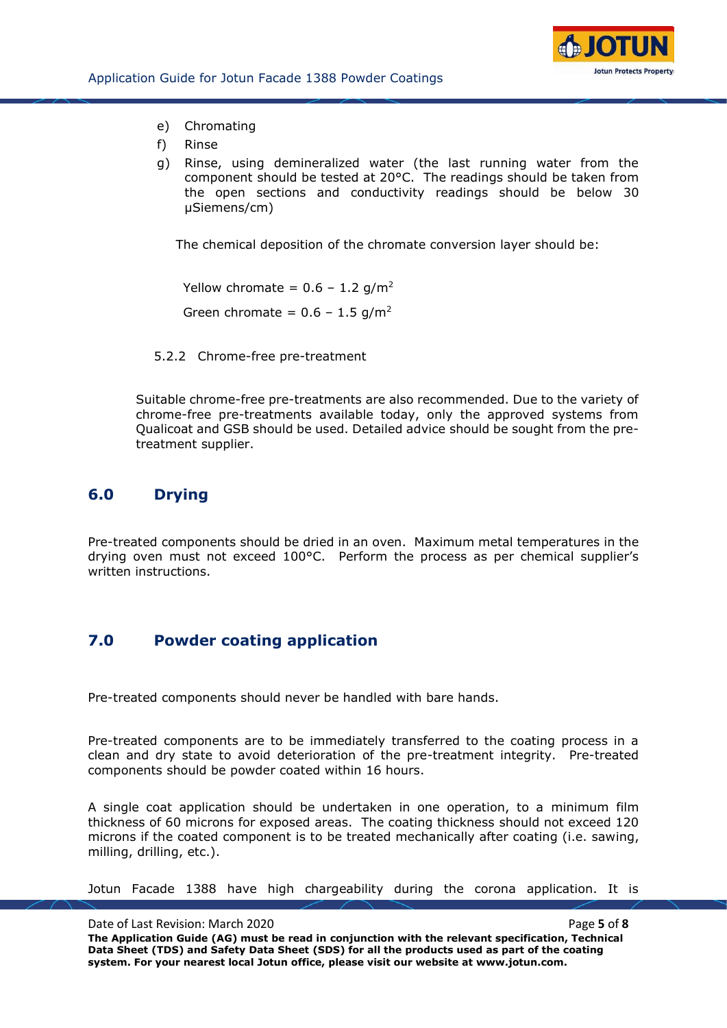e) Chromating
f) Rinse
g) Rinse, using demineralized water (the last running water from the component should be tested at 20°C. The readings should be taken from the open sections and conductivity readings should be below 30 μSiemens/cm)

The chemical deposition of the chromate conversion layer should be:

Yellow chromate = 0.6 – 1.2 g/m$^2$

Green chromate = 0.6 – 1.5 g/m$^2$

### 5.2.2 Chrome-free pre-treatment

Suitable chrome-free pre-treatments are also recommended. Due to the variety of chrome-free pre-treatments available today, only the approved systems from Qualicoat and GSB should be used. Detailed advice should be sought from the pre-treatment supplier.

## 6.0 Drying

Pre-treated components should be dried in an oven. Maximum metal temperatures in the drying oven must not exceed 100°C. Perform the process as per chemical supplier's written instructions.

## 7.0 Powder coating application

Pre-treated components should never be handled with bare hands.

Pre-treated components are to be immediately transferred to the coating process in a clean and dry state to avoid deterioration of the pre-treatment integrity. Pre-treated components should be powder coated within 16 hours.

A single coat application should be undertaken in one operation, to a minimum film thickness of 60 microns for exposed areas. The coating thickness should not exceed 120 microns if the coated component is to be treated mechanically after coating (i.e. sawing, milling, drilling, etc.).

Jotun Facade 1388 have high chargeability during the corona application. It is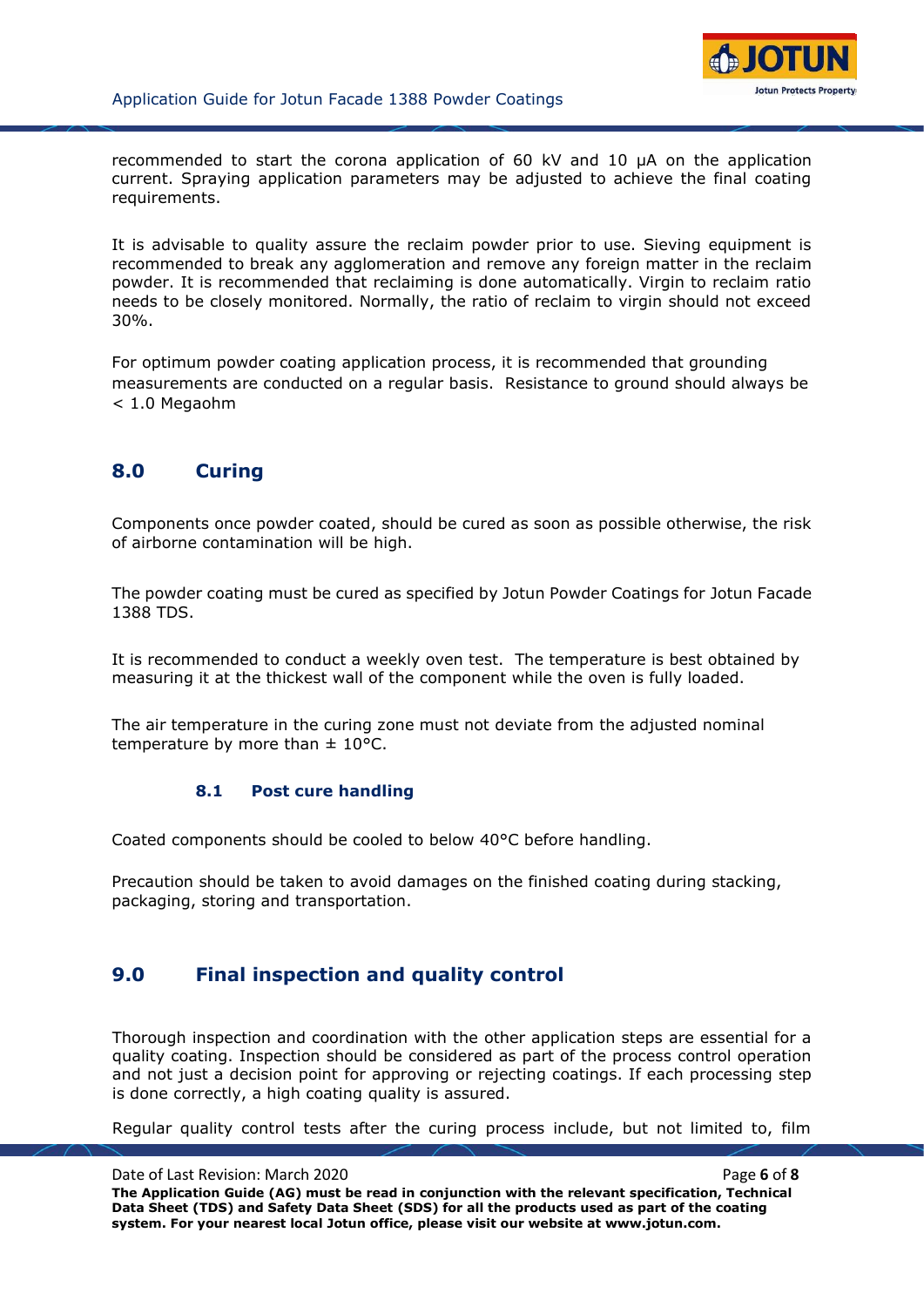recommended to start the corona application of 60 kV and 10 µA on the application current. Spraying application parameters may be adjusted to achieve the final coating requirements.

It is advisable to quality assure the reclaim powder prior to use. Sieving equipment is recommended to break any agglomeration and remove any foreign matter in the reclaim powder. It is recommended that reclaiming is done automatically. Virgin to reclaim ratio needs to be closely monitored. Normally, the ratio of reclaim to virgin should not exceed 30%.

For optimum powder coating application process, it is recommended that grounding measurements are conducted on a regular basis. Resistance to ground should always be < 1.0 Megaohm

## 8.0 Curing

Components once powder coated, should be cured as soon as possible otherwise, the risk of airborne contamination will be high.

The powder coating must be cured as specified by Jotun Powder Coatings for Jotun Facade 1388 TDS.

It is recommended to conduct a weekly oven test. The temperature is best obtained by measuring it at the thickest wall of the component while the oven is fully loaded.

The air temperature in the curing zone must not deviate from the adjusted nominal temperature by more than ± 10°C.

### 8.1 Post cure handling

Coated components should be cooled to below 40°C before handling.

Precaution should be taken to avoid damages on the finished coating during stacking, packaging, storing and transportation.

## 9.0 Final inspection and quality control

Thorough inspection and coordination with the other application steps are essential for a quality coating. Inspection should be considered as part of the process control operation and not just a decision point for approving or rejecting coatings. If each processing step is done correctly, a high coating quality is assured.

Regular quality control tests after the curing process include, but not limited to, film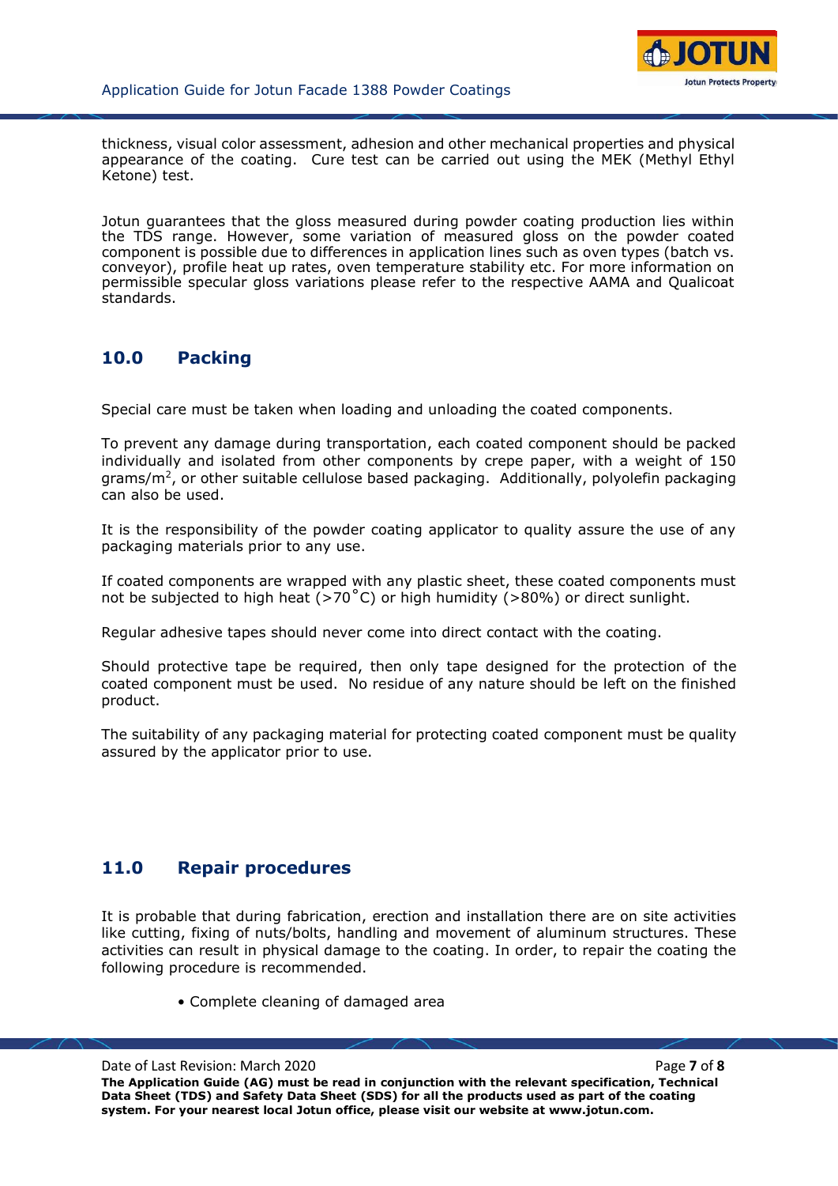thickness, visual color assessment, adhesion and other mechanical properties and physical appearance of the coating. Cure test can be carried out using the MEK (Methyl Ethyl Ketone) test.

Jotun guarantees that the gloss measured during powder coating production lies within the TDS range. However, some variation of measured gloss on the powder coated component is possible due to differences in application lines such as oven types (batch vs. conveyor), profile heat up rates, oven temperature stability etc. For more information on permissible specular gloss variations please refer to the respective AAMA and Qualicoat standards.

## 10.0 Packing

Special care must be taken when loading and unloading the coated components.

To prevent any damage during transportation, each coated component should be packed individually and isolated from other components by crepe paper, with a weight of 150 grams/$m^2$, or other suitable cellulose based packaging. Additionally, polyolefin packaging can also be used.

It is the responsibility of the powder coating applicator to quality assure the use of any packaging materials prior to any use.

If coated components are wrapped with any plastic sheet, these coated components must not be subjected to high heat (>70˚C) or high humidity (>80%) or direct sunlight.

Regular adhesive tapes should never come into direct contact with the coating.

Should protective tape be required, then only tape designed for the protection of the coated component must be used. No residue of any nature should be left on the finished product.

The suitability of any packaging material for protecting coated component must be quality assured by the applicator prior to use.

## 11.0 Repair procedures

It is probable that during fabrication, erection and installation there are on site activities like cutting, fixing of nuts/bolts, handling and movement of aluminum structures. These activities can result in physical damage to the coating. In order, to repair the coating the following procedure is recommended.

- Complete cleaning of damaged area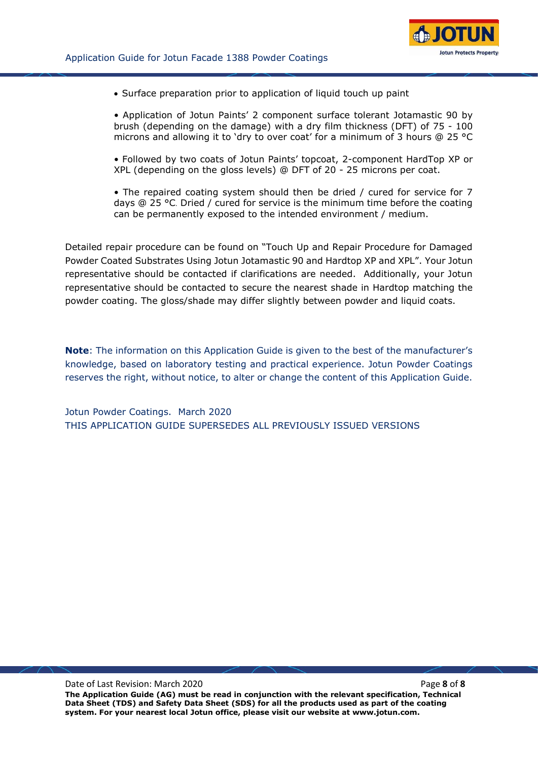- Surface preparation prior to application of liquid touch up paint

- Application of Jotun Paints' 2 component surface tolerant Jotamastic 90 by brush (depending on the damage) with a dry film thickness (DFT) of 75 - 100 microns and allowing it to 'dry to over coat' for a minimum of 3 hours @ 25 °C

- Followed by two coats of Jotun Paints' topcoat, 2-component HardTop XP or XPL (depending on the gloss levels) @ DFT of 20 - 25 microns per coat.

- The repaired coating system should then be dried / cured for service for 7 days @ 25 °C. Dried / cured for service is the minimum time before the coating can be permanently exposed to the intended environment / medium.

Detailed repair procedure can be found on "Touch Up and Repair Procedure for Damaged Powder Coated Substrates Using Jotun Jotamastic 90 and Hardtop XP and XPL". Your Jotun representative should be contacted if clarifications are needed. Additionally, your Jotun representative should be contacted to secure the nearest shade in Hardtop matching the powder coating. The gloss/shade may differ slightly between powder and liquid coats.

**Note**: The information on this Application Guide is given to the best of the manufacturer's knowledge, based on laboratory testing and practical experience. Jotun Powder Coatings reserves the right, without notice, to alter or change the content of this Application Guide.

Jotun Powder Coatings. March 2020

THIS APPLICATION GUIDE SUPERSEDES ALL PREVIOUSLY ISSUED VERSIONS